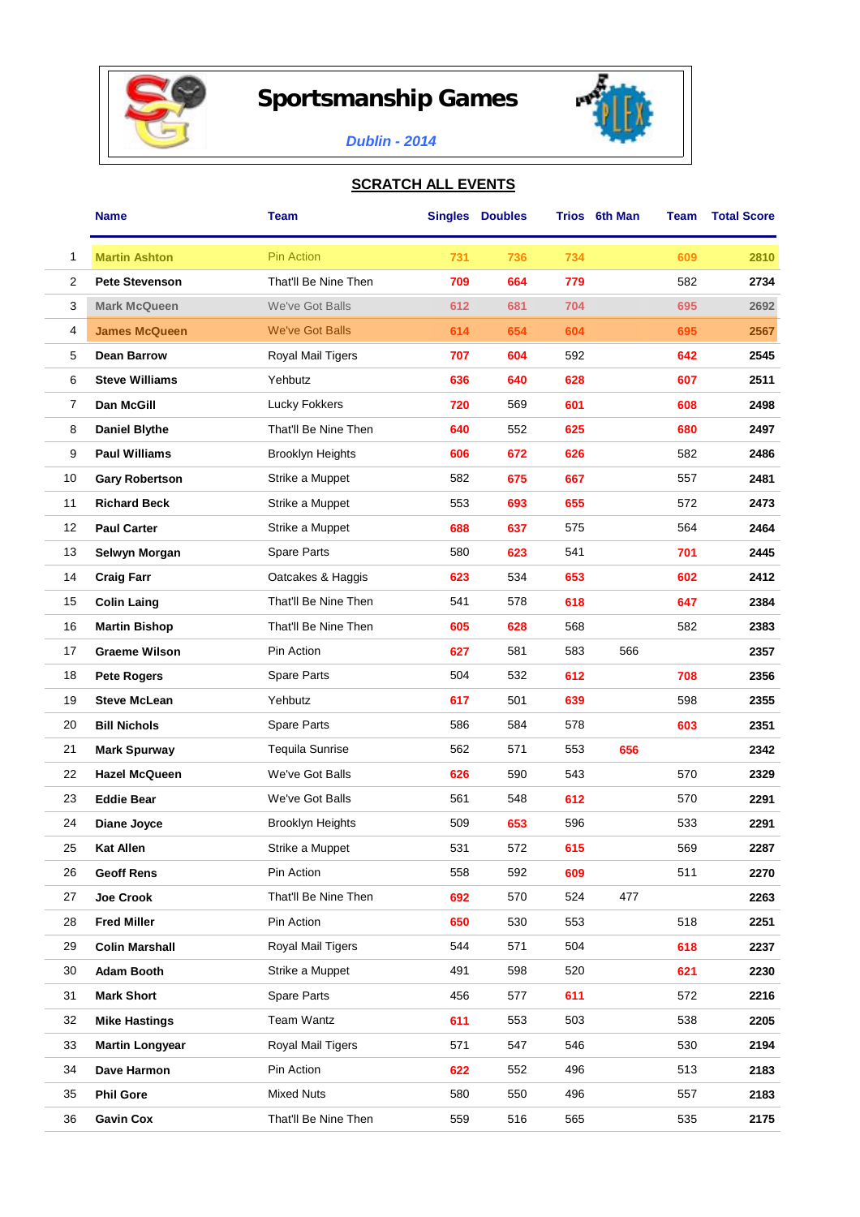# Sportsmanship Games

*Dublin - 2014*

## SCRATCH ALL EVENTS

| | Name | Team | Singles | Doubles | Trios | 6th Man | Team | Total Score |
|---|---|---|---|---|---|---|---|---|
| 1 | **Martin Ashton** | Pin Action | 731 | 736 | 734 | | 609 | **2810** |
| 2 | **Pete Stevenson** | That'll Be Nine Then | 709 | 664 | 779 | | 582 | **2734** |
| 3 | **Mark McQueen** | We've Got Balls | 612 | 681 | 704 | | 695 | **2692** |
| 4 | **James McQueen** | We've Got Balls | 614 | 654 | 604 | | 695 | **2567** |
| 5 | **Dean Barrow** | Royal Mail Tigers | 707 | 604 | 592 | | 642 | **2545** |
| 6 | **Steve Williams** | Yehbutz | 636 | 640 | 628 | | 607 | **2511** |
| 7 | **Dan McGill** | Lucky Fokkers | 720 | 569 | 601 | | 608 | **2498** |
| 8 | **Daniel Blythe** | That'll Be Nine Then | 640 | 552 | 625 | | 680 | **2497** |
| 9 | **Paul Williams** | Brooklyn Heights | 606 | 672 | 626 | | 582 | **2486** |
| 10 | **Gary Robertson** | Strike a Muppet | 582 | 675 | 667 | | 557 | **2481** |
| 11 | **Richard Beck** | Strike a Muppet | 553 | 693 | 655 | | 572 | **2473** |
| 12 | **Paul Carter** | Strike a Muppet | 688 | 637 | 575 | | 564 | **2464** |
| 13 | **Selwyn Morgan** | Spare Parts | 580 | 623 | 541 | | 701 | **2445** |
| 14 | **Craig Farr** | Oatcakes & Haggis | 623 | 534 | 653 | | 602 | **2412** |
| 15 | **Colin Laing** | That'll Be Nine Then | 541 | 578 | 618 | | 647 | **2384** |
| 16 | **Martin Bishop** | That'll Be Nine Then | 605 | 628 | 568 | | 582 | **2383** |
| 17 | **Graeme Wilson** | Pin Action | 627 | 581 | 583 | 566 | | **2357** |
| 18 | **Pete Rogers** | Spare Parts | 504 | 532 | 612 | | 708 | **2356** |
| 19 | **Steve McLean** | Yehbutz | 617 | 501 | 639 | | 598 | **2355** |
| 20 | **Bill Nichols** | Spare Parts | 586 | 584 | 578 | | 603 | **2351** |
| 21 | **Mark Spurway** | Tequila Sunrise | 562 | 571 | 553 | 656 | | **2342** |
| 22 | **Hazel McQueen** | We've Got Balls | 626 | 590 | 543 | | 570 | **2329** |
| 23 | **Eddie Bear** | We've Got Balls | 561 | 548 | 612 | | 570 | **2291** |
| 24 | **Diane Joyce** | Brooklyn Heights | 509 | 653 | 596 | | 533 | **2291** |
| 25 | **Kat Allen** | Strike a Muppet | 531 | 572 | 615 | | 569 | **2287** |
| 26 | **Geoff Rens** | Pin Action | 558 | 592 | 609 | | 511 | **2270** |
| 27 | **Joe Crook** | That'll Be Nine Then | 692 | 570 | 524 | 477 | | **2263** |
| 28 | **Fred Miller** | Pin Action | 650 | 530 | 553 | | 518 | **2251** |
| 29 | **Colin Marshall** | Royal Mail Tigers | 544 | 571 | 504 | | 618 | **2237** |
| 30 | **Adam Booth** | Strike a Muppet | 491 | 598 | 520 | | 621 | **2230** |
| 31 | **Mark Short** | Spare Parts | 456 | 577 | 611 | | 572 | **2216** |
| 32 | **Mike Hastings** | Team Wantz | 611 | 553 | 503 | | 538 | **2205** |
| 33 | **Martin Longyear** | Royal Mail Tigers | 571 | 547 | 546 | | 530 | **2194** |
| 34 | **Dave Harmon** | Pin Action | 622 | 552 | 496 | | 513 | **2183** |
| 35 | **Phil Gore** | Mixed Nuts | 580 | 550 | 496 | | 557 | **2183** |
| 36 | **Gavin Cox** | That'll Be Nine Then | 559 | 516 | 565 | | 535 | **2175** |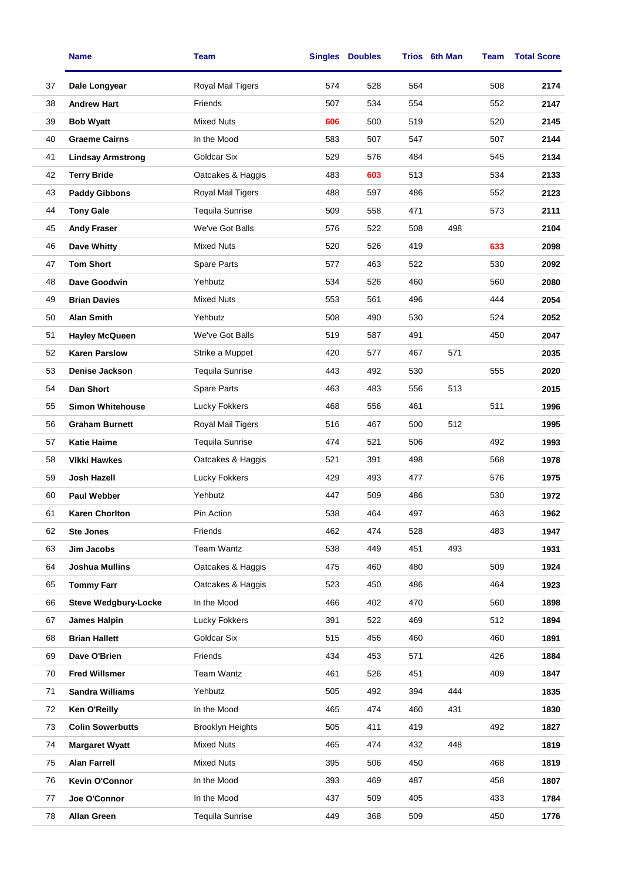| | Name | Team | Singles | Doubles | Trios | 6th Man | Team | Total Score |
|---|---|---|---|---|---|---|---|---|
| 37 | **Dale Longyear** | Royal Mail Tigers | 574 | 528 | 564 | | 508 | **2174** |
| 38 | **Andrew Hart** | Friends | 507 | 534 | 554 | | 552 | **2147** |
| 39 | **Bob Wyatt** | Mixed Nuts | 606 | 500 | 519 | | 520 | **2145** |
| 40 | **Graeme Cairns** | In the Mood | 583 | 507 | 547 | | 507 | **2144** |
| 41 | **Lindsay Armstrong** | Goldcar Six | 529 | 576 | 484 | | 545 | **2134** |
| 42 | **Terry Bride** | Oatcakes & Haggis | 483 | 603 | 513 | | 534 | **2133** |
| 43 | **Paddy Gibbons** | Royal Mail Tigers | 488 | 597 | 486 | | 552 | **2123** |
| 44 | **Tony Gale** | Tequila Sunrise | 509 | 558 | 471 | | 573 | **2111** |
| 45 | **Andy Fraser** | We've Got Balls | 576 | 522 | 508 | 498 | | **2104** |
| 46 | **Dave Whitty** | Mixed Nuts | 520 | 526 | 419 | | 633 | **2098** |
| 47 | **Tom Short** | Spare Parts | 577 | 463 | 522 | | 530 | **2092** |
| 48 | **Dave Goodwin** | Yehbutz | 534 | 526 | 460 | | 560 | **2080** |
| 49 | **Brian Davies** | Mixed Nuts | 553 | 561 | 496 | | 444 | **2054** |
| 50 | **Alan Smith** | Yehbutz | 508 | 490 | 530 | | 524 | **2052** |
| 51 | **Hayley McQueen** | We've Got Balls | 519 | 587 | 491 | | 450 | **2047** |
| 52 | **Karen Parslow** | Strike a Muppet | 420 | 577 | 467 | 571 | | **2035** |
| 53 | **Denise Jackson** | Tequila Sunrise | 443 | 492 | 530 | | 555 | **2020** |
| 54 | **Dan Short** | Spare Parts | 463 | 483 | 556 | 513 | | **2015** |
| 55 | **Simon Whitehouse** | Lucky Fokkers | 468 | 556 | 461 | | 511 | **1996** |
| 56 | **Graham Burnett** | Royal Mail Tigers | 516 | 467 | 500 | 512 | | **1995** |
| 57 | **Katie Haime** | Tequila Sunrise | 474 | 521 | 506 | | 492 | **1993** |
| 58 | **Vikki Hawkes** | Oatcakes & Haggis | 521 | 391 | 498 | | 568 | **1978** |
| 59 | **Josh Hazell** | Lucky Fokkers | 429 | 493 | 477 | | 576 | **1975** |
| 60 | **Paul Webber** | Yehbutz | 447 | 509 | 486 | | 530 | **1972** |
| 61 | **Karen Chorlton** | Pin Action | 538 | 464 | 497 | | 463 | **1962** |
| 62 | **Ste Jones** | Friends | 462 | 474 | 528 | | 483 | **1947** |
| 63 | **Jim Jacobs** | Team Wantz | 538 | 449 | 451 | 493 | | **1931** |
| 64 | **Joshua Mullins** | Oatcakes & Haggis | 475 | 460 | 480 | | 509 | **1924** |
| 65 | **Tommy Farr** | Oatcakes & Haggis | 523 | 450 | 486 | | 464 | **1923** |
| 66 | **Steve Wedgbury-Locke** | In the Mood | 466 | 402 | 470 | | 560 | **1898** |
| 67 | **James Halpin** | Lucky Fokkers | 391 | 522 | 469 | | 512 | **1894** |
| 68 | **Brian Hallett** | Goldcar Six | 515 | 456 | 460 | | 460 | **1891** |
| 69 | **Dave O'Brien** | Friends | 434 | 453 | 571 | | 426 | **1884** |
| 70 | **Fred Willsmer** | Team Wantz | 461 | 526 | 451 | | 409 | **1847** |
| 71 | **Sandra Williams** | Yehbutz | 505 | 492 | 394 | 444 | | **1835** |
| 72 | **Ken O'Reilly** | In the Mood | 465 | 474 | 460 | 431 | | **1830** |
| 73 | **Colin Sowerbutts** | Brooklyn Heights | 505 | 411 | 419 | | 492 | **1827** |
| 74 | **Margaret Wyatt** | Mixed Nuts | 465 | 474 | 432 | 448 | | **1819** |
| 75 | **Alan Farrell** | Mixed Nuts | 395 | 506 | 450 | | 468 | **1819** |
| 76 | **Kevin O'Connor** | In the Mood | 393 | 469 | 487 | | 458 | **1807** |
| 77 | **Joe O'Connor** | In the Mood | 437 | 509 | 405 | | 433 | **1784** |
| 78 | **Allan Green** | Tequila Sunrise | 449 | 368 | 509 | | 450 | **1776** |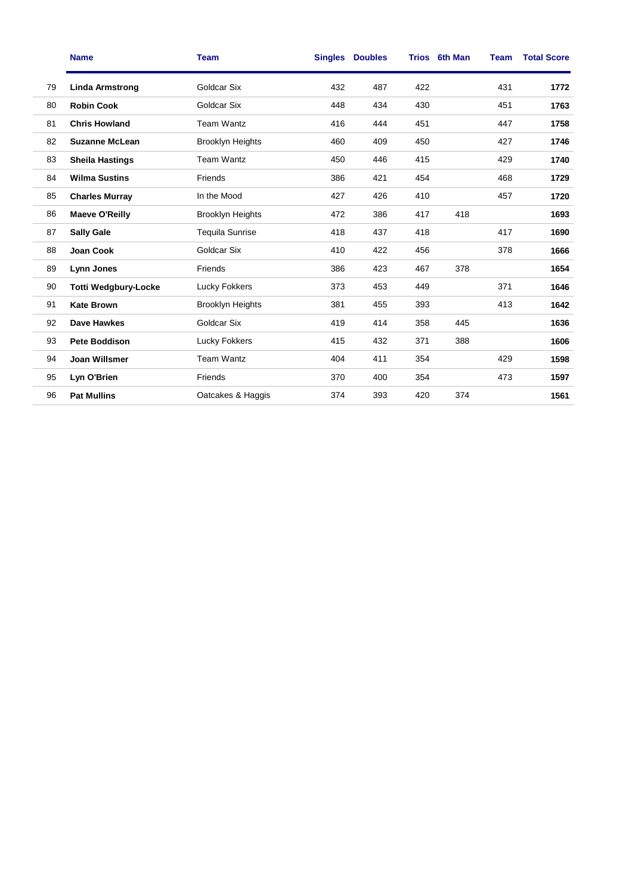| | Name | Team | Singles | Doubles | Trios | 6th Man | Team | Total Score |
|---|---|---|---|---|---|---|---|---|
| 79 | **Linda Armstrong** | Goldcar Six | 432 | 487 | 422 | | 431 | **1772** |
| 80 | **Robin Cook** | Goldcar Six | 448 | 434 | 430 | | 451 | **1763** |
| 81 | **Chris Howland** | Team Wantz | 416 | 444 | 451 | | 447 | **1758** |
| 82 | **Suzanne McLean** | Brooklyn Heights | 460 | 409 | 450 | | 427 | **1746** |
| 83 | **Sheila Hastings** | Team Wantz | 450 | 446 | 415 | | 429 | **1740** |
| 84 | **Wilma Sustins** | Friends | 386 | 421 | 454 | | 468 | **1729** |
| 85 | **Charles Murray** | In the Mood | 427 | 426 | 410 | | 457 | **1720** |
| 86 | **Maeve O'Reilly** | Brooklyn Heights | 472 | 386 | 417 | 418 | | **1693** |
| 87 | **Sally Gale** | Tequila Sunrise | 418 | 437 | 418 | | 417 | **1690** |
| 88 | **Joan Cook** | Goldcar Six | 410 | 422 | 456 | | 378 | **1666** |
| 89 | **Lynn Jones** | Friends | 386 | 423 | 467 | 378 | | **1654** |
| 90 | **Totti Wedgbury-Locke** | Lucky Fokkers | 373 | 453 | 449 | | 371 | **1646** |
| 91 | **Kate Brown** | Brooklyn Heights | 381 | 455 | 393 | | 413 | **1642** |
| 92 | **Dave Hawkes** | Goldcar Six | 419 | 414 | 358 | 445 | | **1636** |
| 93 | **Pete Boddison** | Lucky Fokkers | 415 | 432 | 371 | 388 | | **1606** |
| 94 | **Joan Willsmer** | Team Wantz | 404 | 411 | 354 | | 429 | **1598** |
| 95 | **Lyn O'Brien** | Friends | 370 | 400 | 354 | | 473 | **1597** |
| 96 | **Pat Mullins** | Oatcakes & Haggis | 374 | 393 | 420 | 374 | | **1561** |